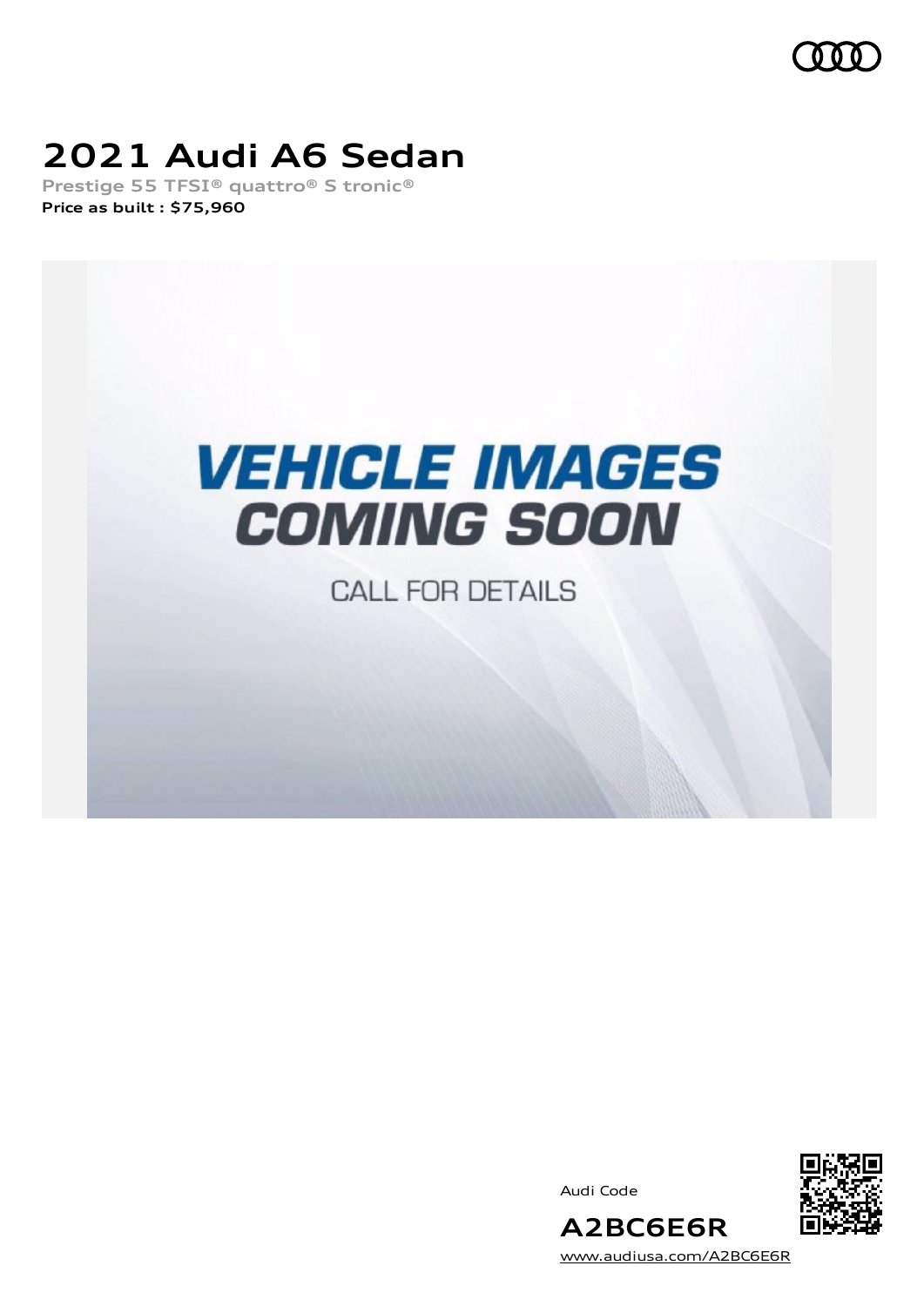# 2021 Audi A6 Sedan

**Prestige 55 TFSI® quattro® S tronic®**

**Price as built : $75,960**

Audi Code

**A2BC6E6R**

www.audiusa.com/A2BC6E6R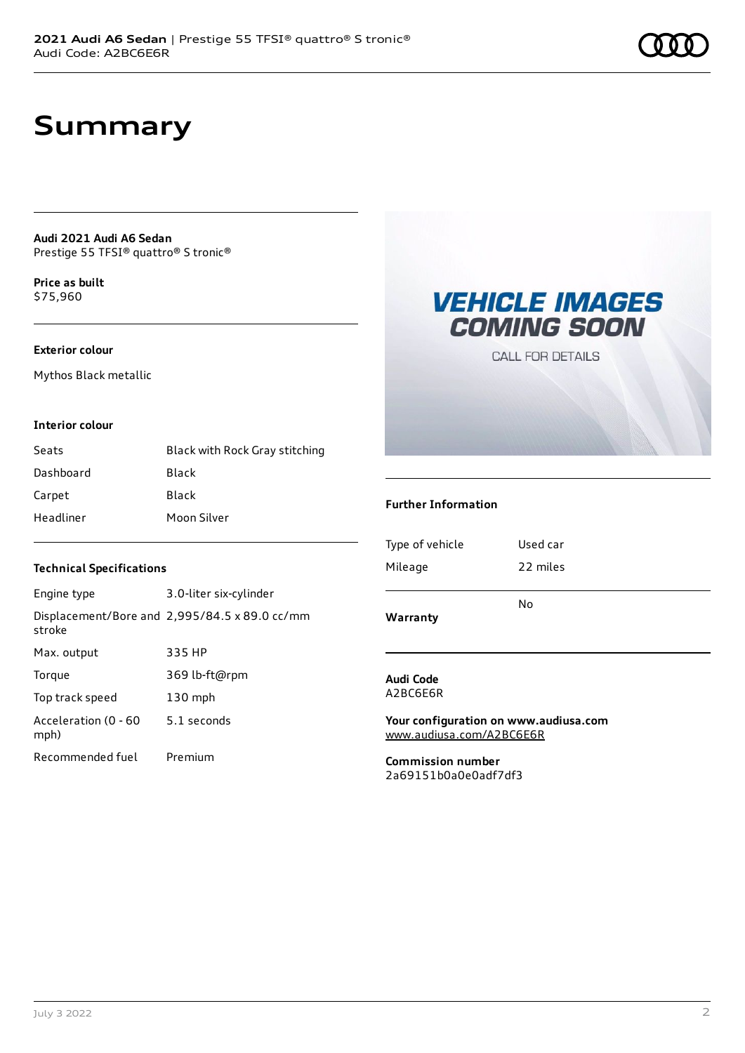# Summary

**Audi 2021 Audi A6 Sedan**
Prestige 55 TFSI® quattro® S tronic®

**Price as built**
$75,960

### Exterior colour

Mythos Black metallic

### Interior colour

| | |
|---|---|
| Seats | Black with Rock Gray stitching |
| Dashboard | Black |
| Carpet | Black |
| Headliner | Moon Silver |

### Technical Specifications

| | |
|---|---|
| Engine type | 3.0-liter six-cylinder |
| Displacement/Bore and stroke | 2,995/84.5 x 89.0 cc/mm |
| Max. output | 335 HP |
| Torque | 369 lb-ft@rpm |
| Top track speed | 130 mph |
| Acceleration (0 - 60 mph) | 5.1 seconds |
| Recommended fuel | Premium |

### Further Information

| | |
|---|---|
| Type of vehicle | Used car |
| Mileage | 22 miles |

| | |
|---|---|
| **Warranty** | No |

**Audi Code**
A2BC6E6R

**Your configuration on www.audiusa.com**
www.audiusa.com/A2BC6E6R

**Commission number**
2a69151b0a0e0adf7df3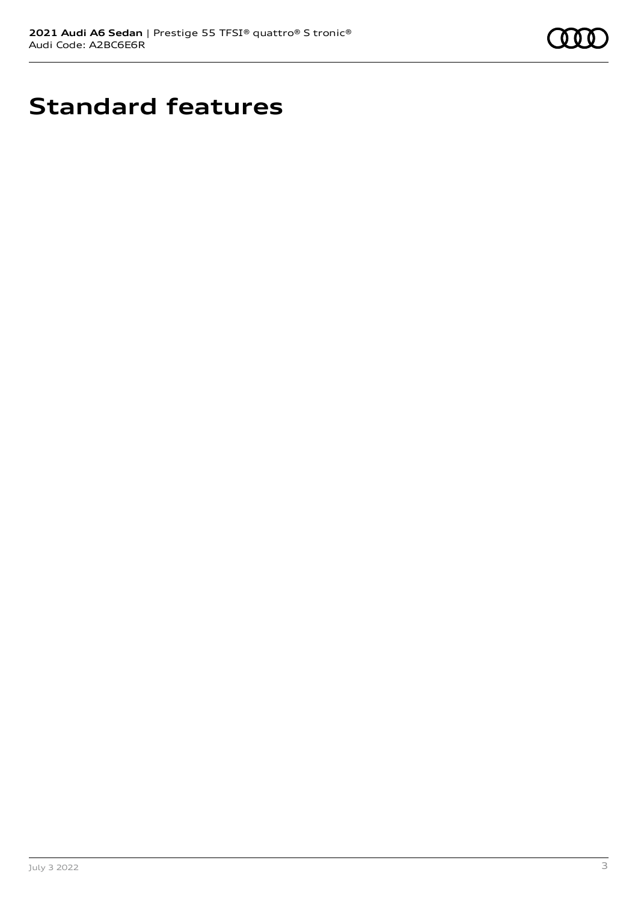# Standard features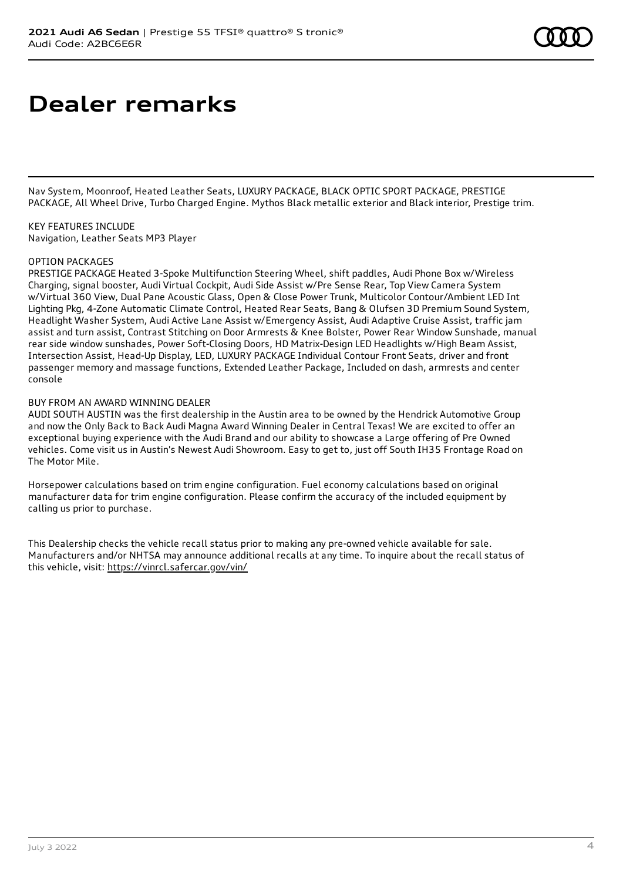# Dealer remarks

Nav System, Moonroof, Heated Leather Seats, LUXURY PACKAGE, BLACK OPTIC SPORT PACKAGE, PRESTIGE PACKAGE, All Wheel Drive, Turbo Charged Engine. Mythos Black metallic exterior and Black interior, Prestige trim.

KEY FEATURES INCLUDE
Navigation, Leather Seats MP3 Player

OPTION PACKAGES
PRESTIGE PACKAGE Heated 3-Spoke Multifunction Steering Wheel, shift paddles, Audi Phone Box w/Wireless Charging, signal booster, Audi Virtual Cockpit, Audi Side Assist w/Pre Sense Rear, Top View Camera System w/Virtual 360 View, Dual Pane Acoustic Glass, Open & Close Power Trunk, Multicolor Contour/Ambient LED Int Lighting Pkg, 4-Zone Automatic Climate Control, Heated Rear Seats, Bang & Olufsen 3D Premium Sound System, Headlight Washer System, Audi Active Lane Assist w/Emergency Assist, Audi Adaptive Cruise Assist, traffic jam assist and turn assist, Contrast Stitching on Door Armrests & Knee Bolster, Power Rear Window Sunshade, manual rear side window sunshades, Power Soft-Closing Doors, HD Matrix-Design LED Headlights w/High Beam Assist, Intersection Assist, Head-Up Display, LED, LUXURY PACKAGE Individual Contour Front Seats, driver and front passenger memory and massage functions, Extended Leather Package, Included on dash, armrests and center console

BUY FROM AN AWARD WINNING DEALER
AUDI SOUTH AUSTIN was the first dealership in the Austin area to be owned by the Hendrick Automotive Group and now the Only Back to Back Audi Magna Award Winning Dealer in Central Texas! We are excited to offer an exceptional buying experience with the Audi Brand and our ability to showcase a Large offering of Pre Owned vehicles. Come visit us in Austin's Newest Audi Showroom. Easy to get to, just off South IH35 Frontage Road on The Motor Mile.

Horsepower calculations based on trim engine configuration. Fuel economy calculations based on original manufacturer data for trim engine configuration. Please confirm the accuracy of the included equipment by calling us prior to purchase.

This Dealership checks the vehicle recall status prior to making any pre-owned vehicle available for sale. Manufacturers and/or NHTSA may announce additional recalls at any time. To inquire about the recall status of this vehicle, visit: https://vinrcl.safercar.gov/vin/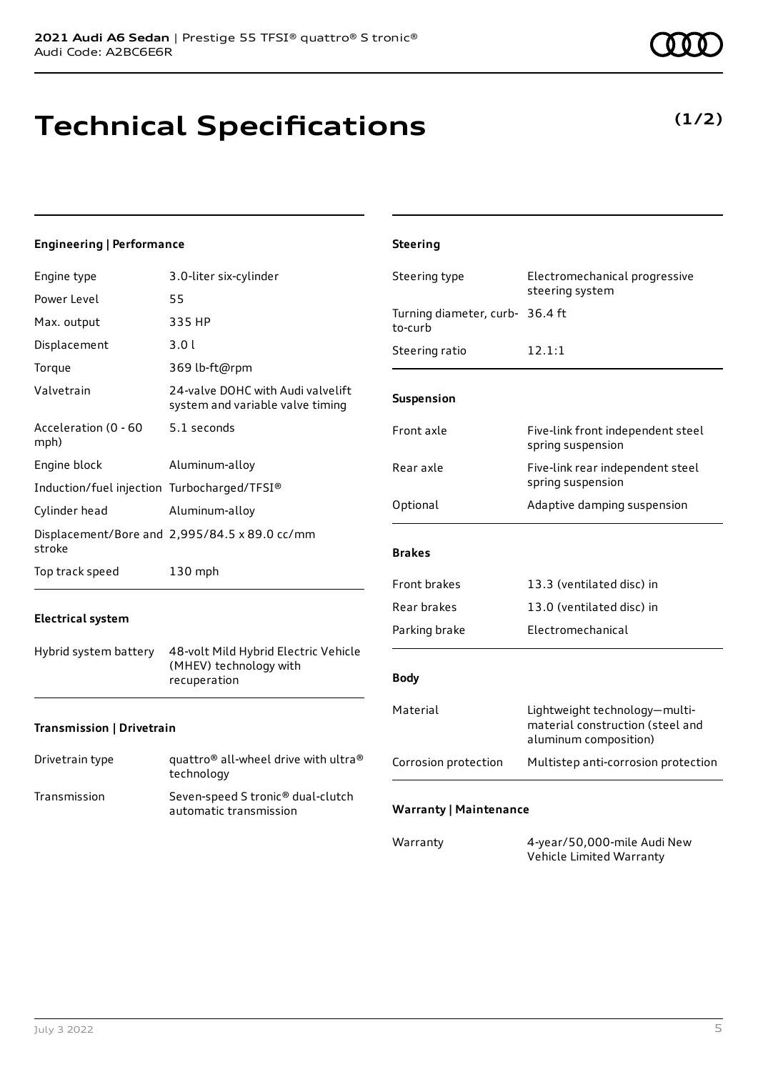# Technical Specifications

**(1/2)**

### Engineering | Performance

| | |
|---|---|
| Engine type | 3.0-liter six-cylinder |
| Power Level | 55 |
| Max. output | 335 HP |
| Displacement | 3.0 l |
| Torque | 369 lb-ft@rpm |
| Valvetrain | 24-valve DOHC with Audi valvelift system and variable valve timing |
| Acceleration (0 - 60 mph) | 5.1 seconds |
| Engine block | Aluminum-alloy |
| Induction/fuel injection | Turbocharged/TFSI® |
| Cylinder head | Aluminum-alloy |
| Displacement/Bore and stroke | 2,995/84.5 x 89.0 cc/mm |
| Top track speed | 130 mph |

### Electrical system

| | |
|---|---|
| Hybrid system battery | 48-volt Mild Hybrid Electric Vehicle (MHEV) technology with recuperation |

### Transmission | Drivetrain

| | |
|---|---|
| Drivetrain type | quattro® all-wheel drive with ultra® technology |
| Transmission | Seven-speed S tronic® dual-clutch automatic transmission |

### Steering

| | |
|---|---|
| Steering type | Electromechanical progressive steering system |
| Turning diameter, curb-to-curb | 36.4 ft |
| Steering ratio | 12.1:1 |

### Suspension

| | |
|---|---|
| Front axle | Five-link front independent steel spring suspension |
| Rear axle | Five-link rear independent steel spring suspension |
| Optional | Adaptive damping suspension |

### Brakes

| | |
|---|---|
| Front brakes | 13.3 (ventilated disc) in |
| Rear brakes | 13.0 (ventilated disc) in |
| Parking brake | Electromechanical |

### Body

| | |
|---|---|
| Material | Lightweight technology—multi-material construction (steel and aluminum composition) |
| Corrosion protection | Multistep anti-corrosion protection |

### Warranty | Maintenance

| | |
|---|---|
| Warranty | 4-year/50,000-mile Audi New Vehicle Limited Warranty |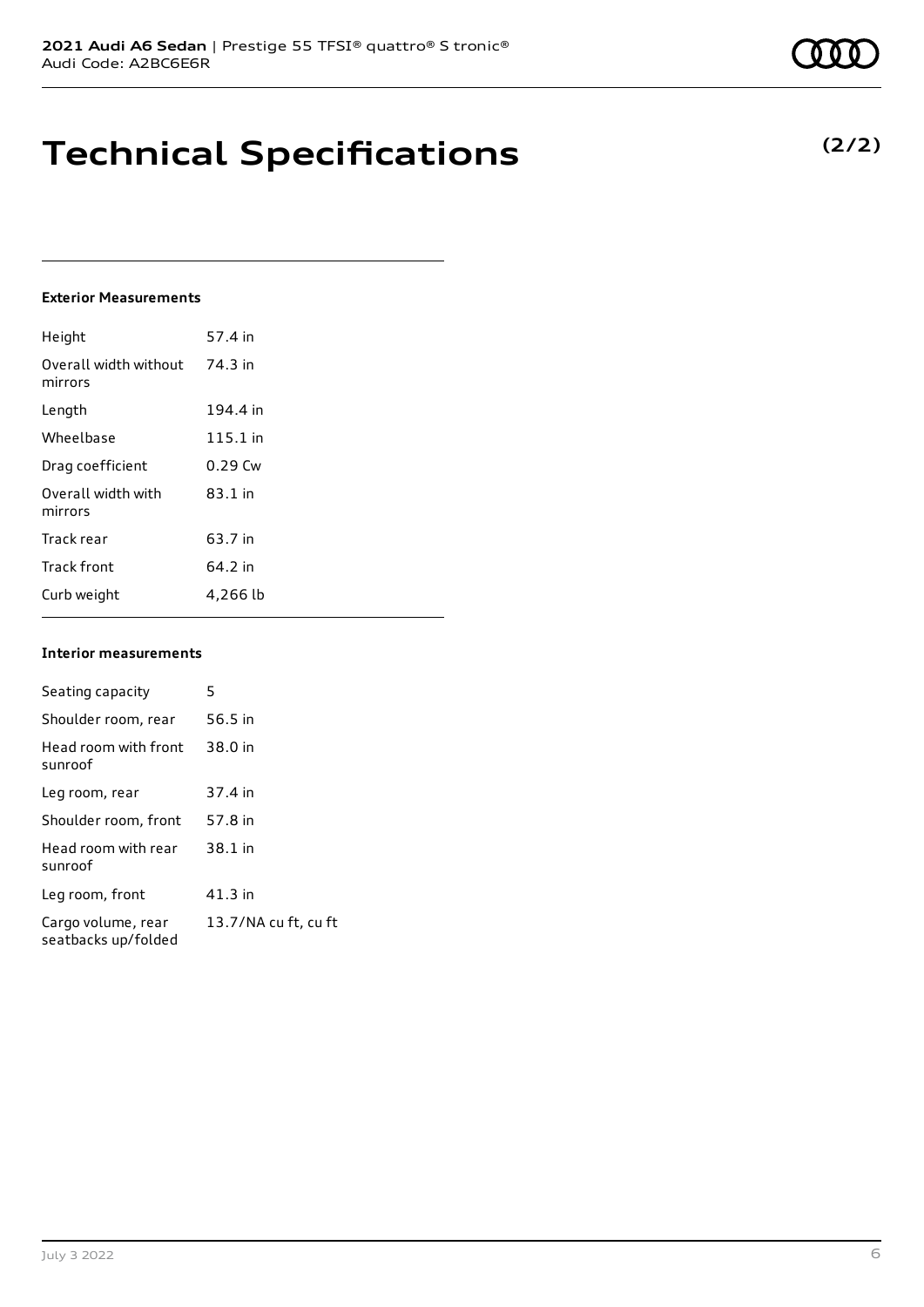# Technical Specifications

**(2/2)**

#### Exterior Measurements

| | |
|---|---|
| Height | 57.4 in |
| Overall width without mirrors | 74.3 in |
| Length | 194.4 in |
| Wheelbase | 115.1 in |
| Drag coefficient | 0.29 Cw |
| Overall width with mirrors | 83.1 in |
| Track rear | 63.7 in |
| Track front | 64.2 in |
| Curb weight | 4,266 lb |

#### Interior measurements

| | |
|---|---|
| Seating capacity | 5 |
| Shoulder room, rear | 56.5 in |
| Head room with front sunroof | 38.0 in |
| Leg room, rear | 37.4 in |
| Shoulder room, front | 57.8 in |
| Head room with rear sunroof | 38.1 in |
| Leg room, front | 41.3 in |
| Cargo volume, rear seatbacks up/folded | 13.7/NA cu ft, cu ft |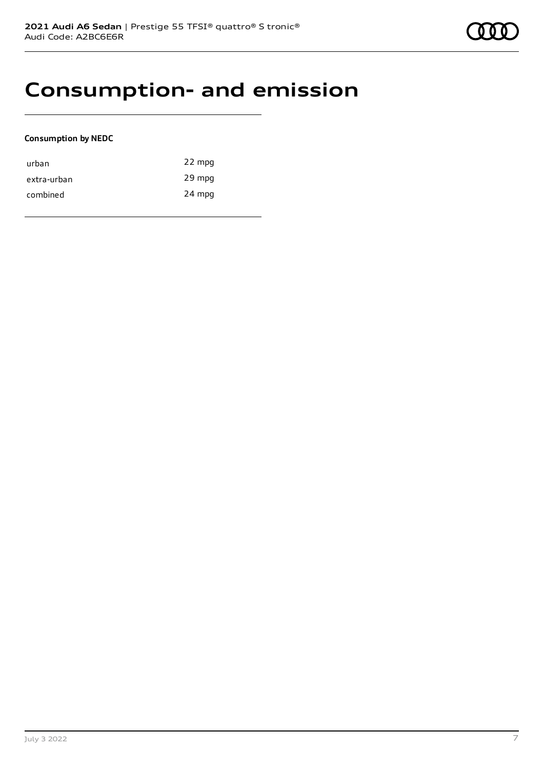# Consumption- and emission

**Consumption by NEDC**

| | |
|---|---|
| urban | 22 mpg |
| extra-urban | 29 mpg |
| combined | 24 mpg |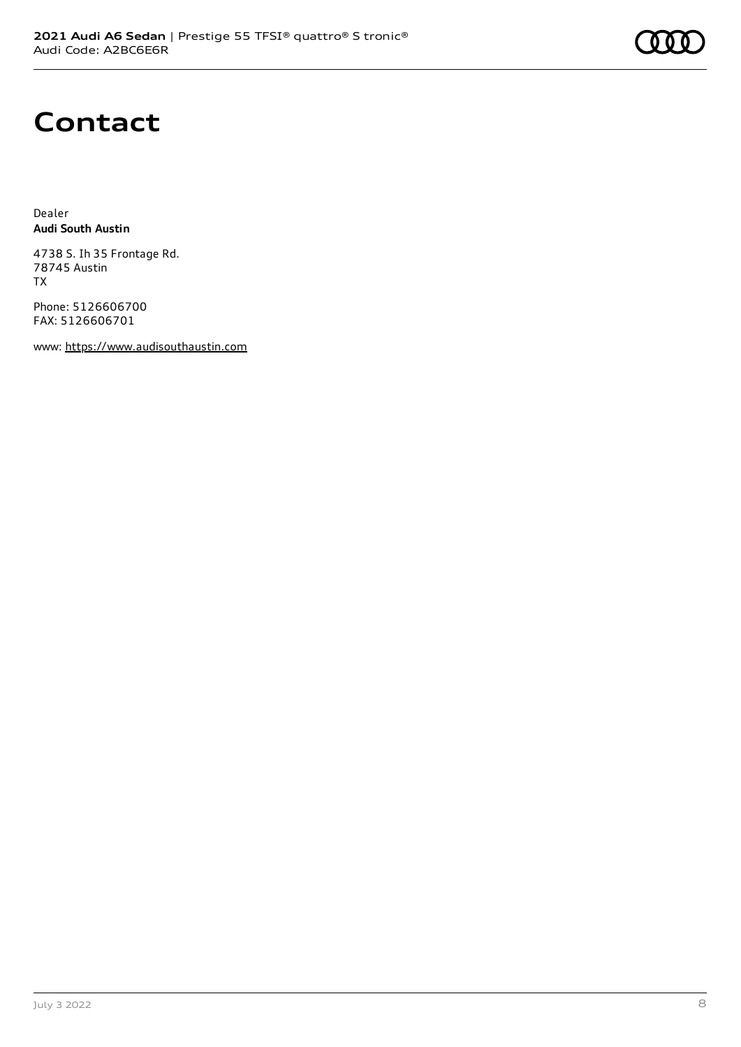# Contact

Dealer
**Audi South Austin**

4738 S. Ih 35 Frontage Rd.
78745 Austin
TX

Phone: 5126606700
FAX: 5126606701

www: https://www.audisouthaustin.com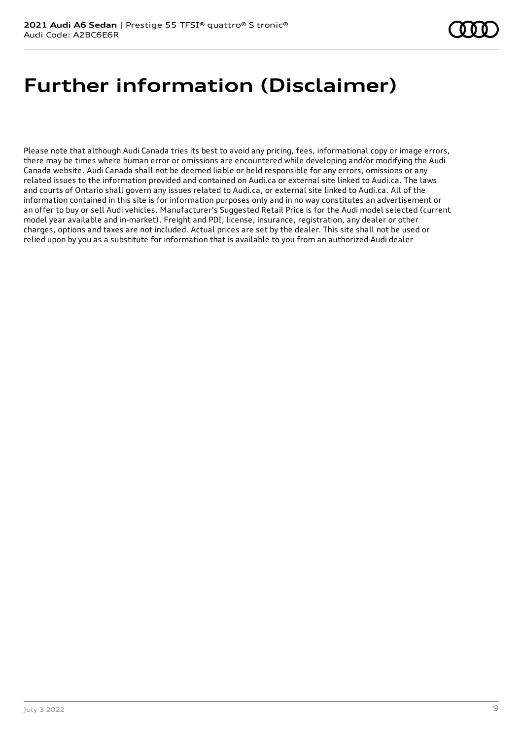# Further information (Disclaimer)

Please note that although Audi Canada tries its best to avoid any pricing, fees, informational copy or image errors, there may be times where human error or omissions are encountered while developing and/or modifying the Audi Canada website. Audi Canada shall not be deemed liable or held responsible for any errors, omissions or any related issues to the information provided and contained on Audi.ca or external site linked to Audi.ca. The laws and courts of Ontario shall govern any issues related to Audi.ca, or external site linked to Audi.ca. All of the information contained in this site is for information purposes only and in no way constitutes an advertisement or an offer to buy or sell Audi vehicles. Manufacturer's Suggested Retail Price is for the Audi model selected (current model year available and in-market). Freight and PDI, license, insurance, registration, any dealer or other charges, options and taxes are not included. Actual prices are set by the dealer. This site shall not be used or relied upon by you as a substitute for information that is available to you from an authorized Audi dealer